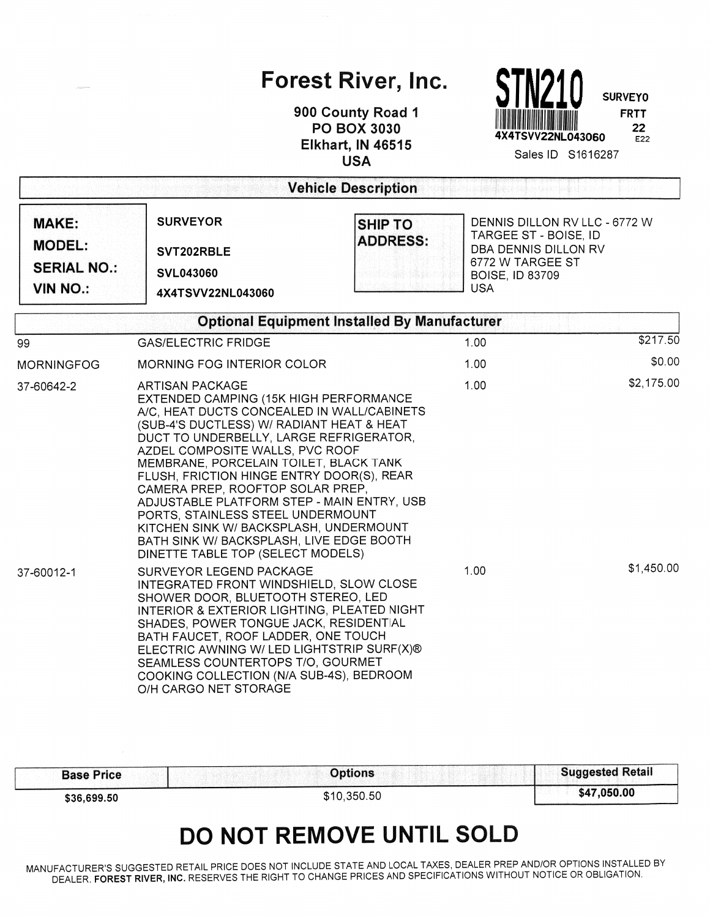# Forest River, Inc.

900 County Road 1
PO BOX 3030
Elkhart, IN 46515
USA

**STN210**

**SURVEYO**
**FRTT**
**22**
E22

4X4TSVV22NL043060

Sales ID S1616287

## Vehicle Description

| | | | |
|---|---|---|---|
| **MAKE:** | **SURVEYOR** | **SHIP TO ADDRESS:** | DENNIS DILLON RV LLC - 6772 W TARGEE ST - BOISE, ID<br>DBA DENNIS DILLON RV<br>6772 W TARGEE ST<br>BOISE, ID 83709<br>USA |
| **MODEL:** | **SVT202RBLE** | | |
| **SERIAL NO.:** | **SVL043060** | | |
| **VIN NO.:** | **4X4TSVV22NL043060** | | |

## Optional Equipment Installed By Manufacturer

| Code | Description | Qty | Price |
|---|---|---|---|
| 99 | GAS/ELECTRIC FRIDGE | 1.00 | $217.50 |
| MORNINGFOG | MORNING FOG INTERIOR COLOR | 1.00 | $0.00 |
| 37-60642-2 | ARTISAN PACKAGE<br>EXTENDED CAMPING (15K HIGH PERFORMANCE A/C, HEAT DUCTS CONCEALED IN WALL/CABINETS (SUB-4'S DUCTLESS) W/ RADIANT HEAT & HEAT DUCT TO UNDERBELLY, LARGE REFRIGERATOR, AZDEL COMPOSITE WALLS, PVC ROOF MEMBRANE, PORCELAIN TOILET, BLACK TANK FLUSH, FRICTION HINGE ENTRY DOOR(S), REAR CAMERA PREP, ROOFTOP SOLAR PREP, ADJUSTABLE PLATFORM STEP - MAIN ENTRY, USB PORTS, STAINLESS STEEL UNDERMOUNT KITCHEN SINK W/ BACKSPLASH, UNDERMOUNT BATH SINK W/ BACKSPLASH, LIVE EDGE BOOTH DINETTE TABLE TOP (SELECT MODELS) | 1.00 | $2,175.00 |
| 37-60012-1 | SURVEYOR LEGEND PACKAGE<br>INTEGRATED FRONT WINDSHIELD, SLOW CLOSE SHOWER DOOR, BLUETOOTH STEREO, LED INTERIOR & EXTERIOR LIGHTING, PLEATED NIGHT SHADES, POWER TONGUE JACK, RESIDENTIAL BATH FAUCET, ROOF LADDER, ONE TOUCH ELECTRIC AWNING W/ LED LIGHTSTRIP SURF(X)® SEAMLESS COUNTERTOPS T/O, GOURMET COOKING COLLECTION (N/A SUB-4S), BEDROOM O/H CARGO NET STORAGE | 1.00 | $1,450.00 |

| Base Price | Options | Suggested Retail |
|---|---|---|
| $36,699.50 | $10,350.50 | **$47,050.00** |

# DO NOT REMOVE UNTIL SOLD

MANUFACTURER'S SUGGESTED RETAIL PRICE DOES NOT INCLUDE STATE AND LOCAL TAXES, DEALER PREP AND/OR OPTIONS INSTALLED BY DEALER. **FOREST RIVER, INC.** RESERVES THE RIGHT TO CHANGE PRICES AND SPECIFICATIONS WITHOUT NOTICE OR OBLIGATION.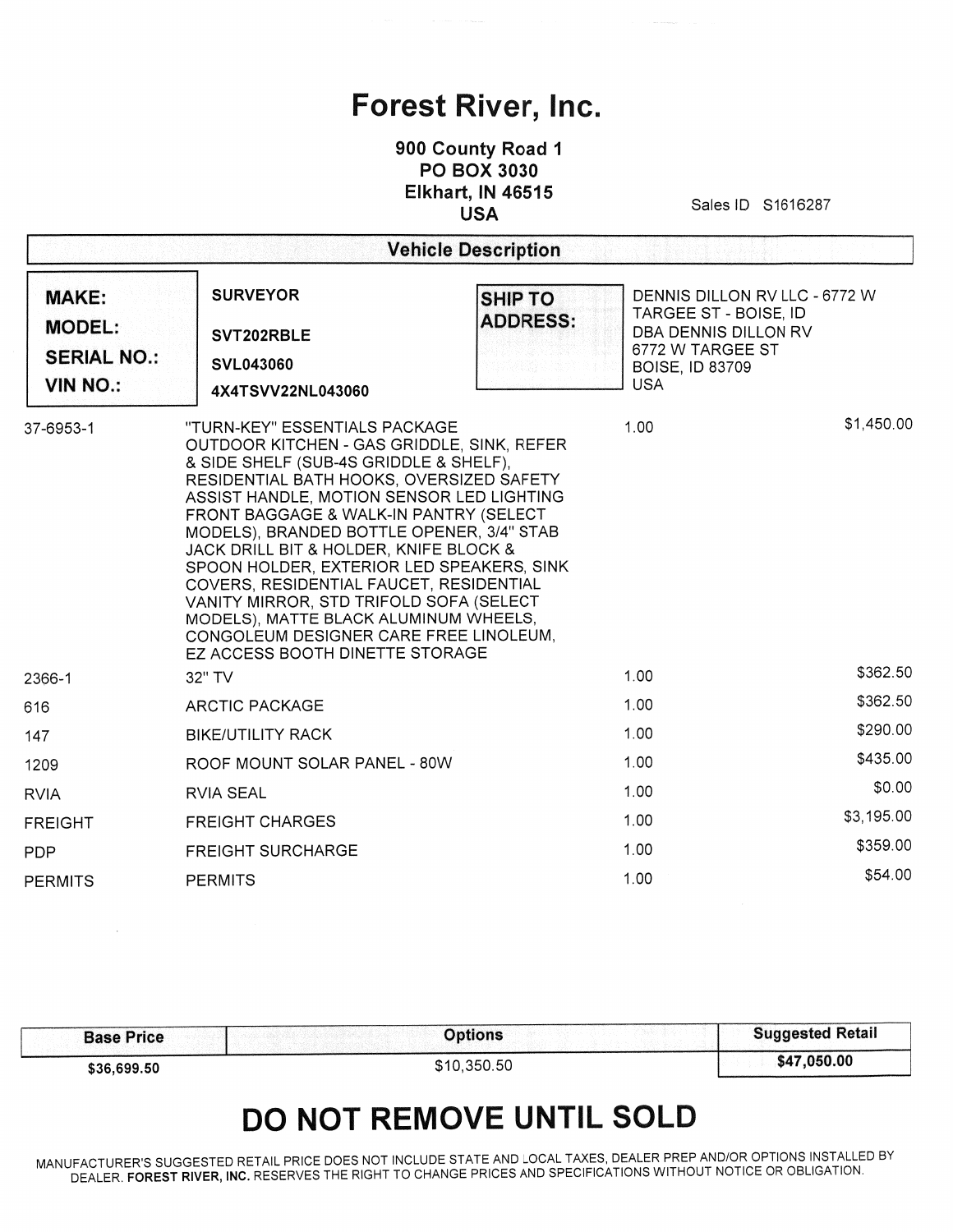# Forest River, Inc.

**900 County Road 1**
**PO BOX 3030**
**Elkhart, IN 46515**
**USA**

Sales ID S1616287

## Vehicle Description

| | | | |
|---|---|---|---|
| **MAKE:** | **SURVEYOR** | **SHIP TO ADDRESS:** | DENNIS DILLON RV LLC - 6772 W TARGEE ST - BOISE, ID<br>DBA DENNIS DILLON RV<br>6772 W TARGEE ST<br>BOISE, ID 83709<br>USA |
| **MODEL:** | **SVT202RBLE** | | |
| **SERIAL NO.:** | **SVL043060** | | |
| **VIN NO.:** | **4X4TSVV22NL043060** | | |

| | | | |
|---|---|---|---|
| 37-6953-1 | "TURN-KEY" ESSENTIALS PACKAGE OUTDOOR KITCHEN - GAS GRIDDLE, SINK, REFER & SIDE SHELF (SUB-4S GRIDDLE & SHELF), RESIDENTIAL BATH HOOKS, OVERSIZED SAFETY ASSIST HANDLE, MOTION SENSOR LED LIGHTING FRONT BAGGAGE & WALK-IN PANTRY (SELECT MODELS), BRANDED BOTTLE OPENER, 3/4" STAB JACK DRILL BIT & HOLDER, KNIFE BLOCK & SPOON HOLDER, EXTERIOR LED SPEAKERS, SINK COVERS, RESIDENTIAL FAUCET, RESIDENTIAL VANITY MIRROR, STD TRIFOLD SOFA (SELECT MODELS), MATTE BLACK ALUMINUM WHEELS, CONGOLEUM DESIGNER CARE FREE LINOLEUM, EZ ACCESS BOOTH DINETTE STORAGE | 1.00 | $1,450.00 |
| 2366-1 | 32" TV | 1.00 | $362.50 |
| 616 | ARCTIC PACKAGE | 1.00 | $362.50 |
| 147 | BIKE/UTILITY RACK | 1.00 | $290.00 |
| 1209 | ROOF MOUNT SOLAR PANEL - 80W | 1.00 | $435.00 |
| RVIA | RVIA SEAL | 1.00 | $0.00 |
| FREIGHT | FREIGHT CHARGES | 1.00 | $3,195.00 |
| PDP | FREIGHT SURCHARGE | 1.00 | $359.00 |
| PERMITS | PERMITS | 1.00 | $54.00 |

| Base Price | Options | Suggested Retail |
|---|---|---|
| $36,699.50 | $10,350.50 | **$47,050.00** |

# DO NOT REMOVE UNTIL SOLD

MANUFACTURER'S SUGGESTED RETAIL PRICE DOES NOT INCLUDE STATE AND LOCAL TAXES, DEALER PREP AND/OR OPTIONS INSTALLED BY DEALER. **FOREST RIVER, INC.** RESERVES THE RIGHT TO CHANGE PRICES AND SPECIFICATIONS WITHOUT NOTICE OR OBLIGATION.